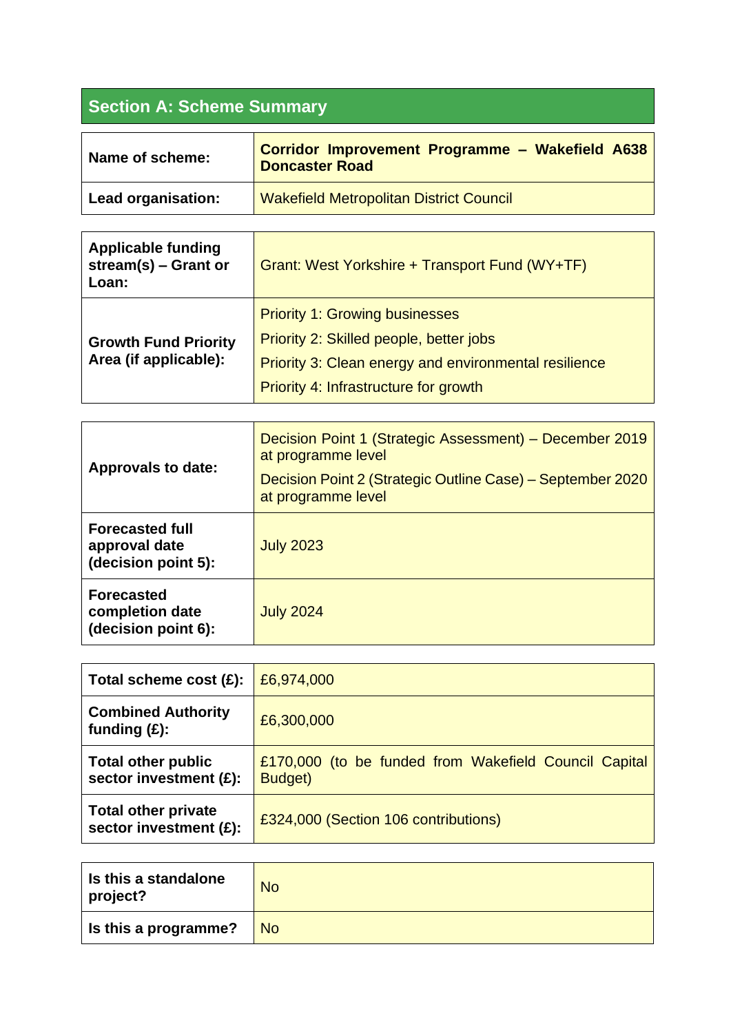## Section A: Scheme Summary

| | |
|---|---|
| **Name of scheme:** | **Corridor Improvement Programme – Wakefield A638 Doncaster Road** |
| **Lead organisation:** | Wakefield Metropolitan District Council |

| | |
|---|---|
| **Applicable funding stream(s) – Grant or Loan:** | Grant: West Yorkshire + Transport Fund (WY+TF) |
| **Growth Fund Priority Area (if applicable):** | Priority 1: Growing businesses<br>Priority 2: Skilled people, better jobs<br>Priority 3: Clean energy and environmental resilience<br>Priority 4: Infrastructure for growth |

| | |
|---|---|
| **Approvals to date:** | Decision Point 1 (Strategic Assessment) – December 2019 at programme level<br>Decision Point 2 (Strategic Outline Case) – September 2020 at programme level |
| **Forecasted full approval date (decision point 5):** | July 2023 |
| **Forecasted completion date (decision point 6):** | July 2024 |

| | |
|---|---|
| **Total scheme cost (£):** | £6,974,000 |
| **Combined Authority funding (£):** | £6,300,000 |
| **Total other public sector investment (£):** | £170,000 (to be funded from Wakefield Council Capital Budget) |
| **Total other private sector investment (£):** | £324,000 (Section 106 contributions) |

| | |
|---|---|
| **Is this a standalone project?** | No |
| **Is this a programme?** | No |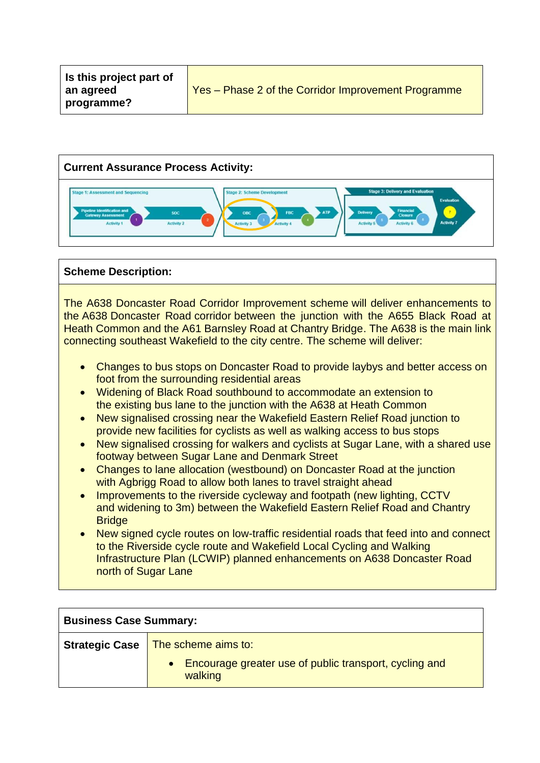| Is this project part of an agreed programme? | Yes – Phase 2 of the Corridor Improvement Programme |
|---|---|

| Current Assurance Process Activity: |
|---|
| Stage 1: Assessment and Sequencing — Pipeline Identification and Gateway Assessment (Activity 1), SOC (Activity 2); Stage 2: Scheme Development — OBC (Activity 3), FBC (Activity 4), ATP; Stage 3: Delivery and Evaluation — Delivery (Activity 5), Financial Closure (Activity 6), Evaluation (Activity 7) |

| Scheme Description: |
|---|
| The A638 Doncaster Road Corridor Improvement scheme will deliver enhancements to the A638 Doncaster Road corridor between the junction with the A655 Black Road at Heath Common and the A61 Barnsley Road at Chantry Bridge. The A638 is the main link connecting southeast Wakefield to the city centre. The scheme will deliver:<br><br>• Changes to bus stops on Doncaster Road to provide laybys and better access on foot from the surrounding residential areas<br>• Widening of Black Road southbound to accommodate an extension to the existing bus lane to the junction with the A638 at Heath Common<br>• New signalised crossing near the Wakefield Eastern Relief Road junction to provide new facilities for cyclists as well as walking access to bus stops<br>• New signalised crossing for walkers and cyclists at Sugar Lane, with a shared use footway between Sugar Lane and Denmark Street<br>• Changes to lane allocation (westbound) on Doncaster Road at the junction with Agbrigg Road to allow both lanes to travel straight ahead<br>• Improvements to the riverside cycleway and footpath (new lighting, CCTV and widening to 3m) between the Wakefield Eastern Relief Road and Chantry Bridge<br>• New signed cycle routes on low-traffic residential roads that feed into and connect to the Riverside cycle route and Wakefield Local Cycling and Walking Infrastructure Plan (LCWIP) planned enhancements on A638 Doncaster Road north of Sugar Lane |

| Business Case Summary: | |
|---|---|
| **Strategic Case** | The scheme aims to:<br><br>• Encourage greater use of public transport, cycling and walking |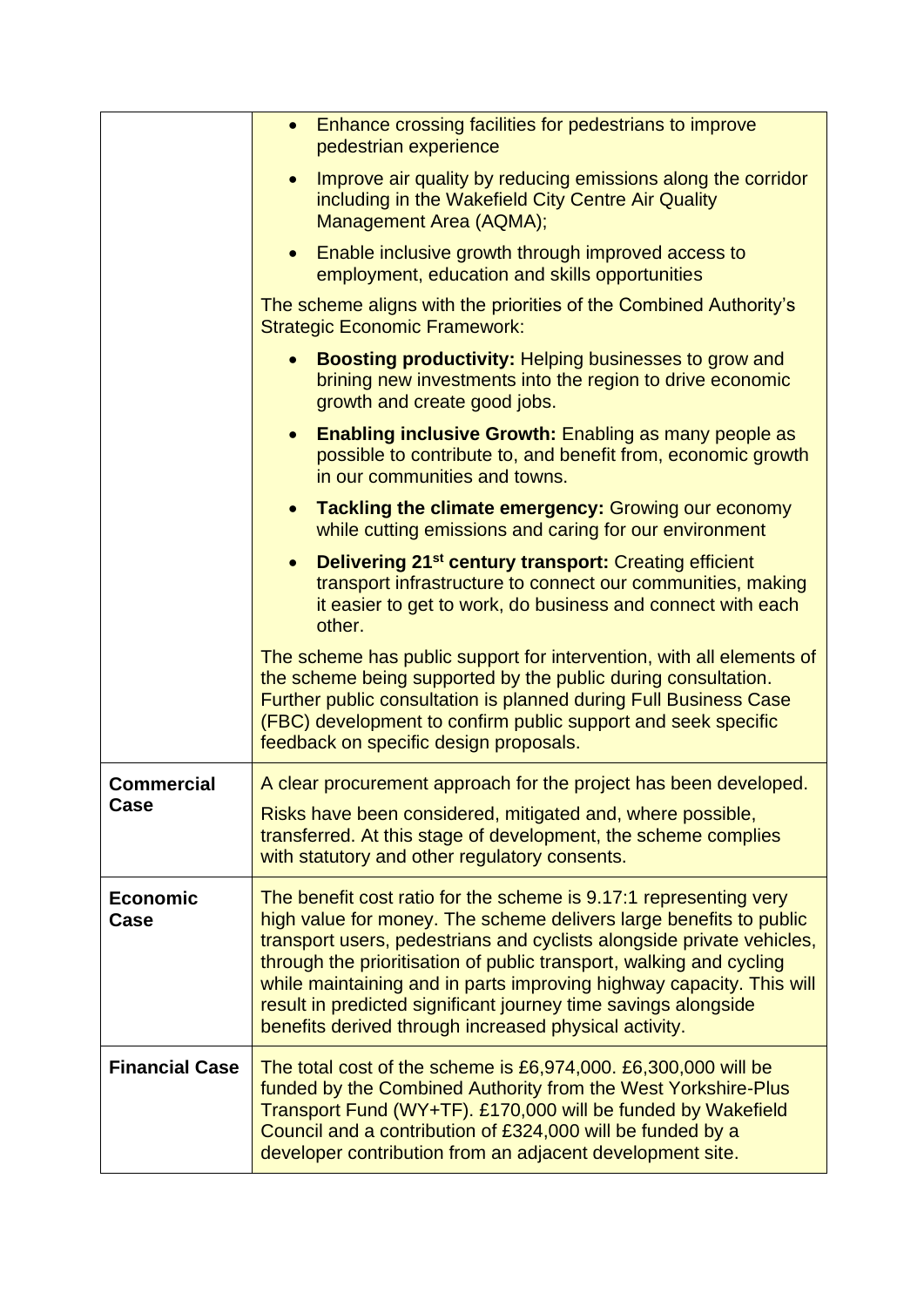| | |
|---|---|
| | • Enhance crossing facilities for pedestrians to improve pedestrian experience<br>• Improve air quality by reducing emissions along the corridor including in the Wakefield City Centre Air Quality Management Area (AQMA);<br>• Enable inclusive growth through improved access to employment, education and skills opportunities<br><br>The scheme aligns with the priorities of the Combined Authority's Strategic Economic Framework:<br><br>• **Boosting productivity:** Helping businesses to grow and brining new investments into the region to drive economic growth and create good jobs.<br>• **Enabling inclusive Growth:** Enabling as many people as possible to contribute to, and benefit from, economic growth in our communities and towns.<br>• **Tackling the climate emergency:** Growing our economy while cutting emissions and caring for our environment<br>• **Delivering 21st century transport:** Creating efficient transport infrastructure to connect our communities, making it easier to get to work, do business and connect with each other.<br><br>The scheme has public support for intervention, with all elements of the scheme being supported by the public during consultation. Further public consultation is planned during Full Business Case (FBC) development to confirm public support and seek specific feedback on specific design proposals. |
| **Commercial Case** | A clear procurement approach for the project has been developed.<br><br>Risks have been considered, mitigated and, where possible, transferred. At this stage of development, the scheme complies with statutory and other regulatory consents. |
| **Economic Case** | The benefit cost ratio for the scheme is 9.17:1 representing very high value for money. The scheme delivers large benefits to public transport users, pedestrians and cyclists alongside private vehicles, through the prioritisation of public transport, walking and cycling while maintaining and in parts improving highway capacity. This will result in predicted significant journey time savings alongside benefits derived through increased physical activity. |
| **Financial Case** | The total cost of the scheme is £6,974,000. £6,300,000 will be funded by the Combined Authority from the West Yorkshire-Plus Transport Fund (WY+TF). £170,000 will be funded by Wakefield Council and a contribution of £324,000 will be funded by a developer contribution from an adjacent development site. |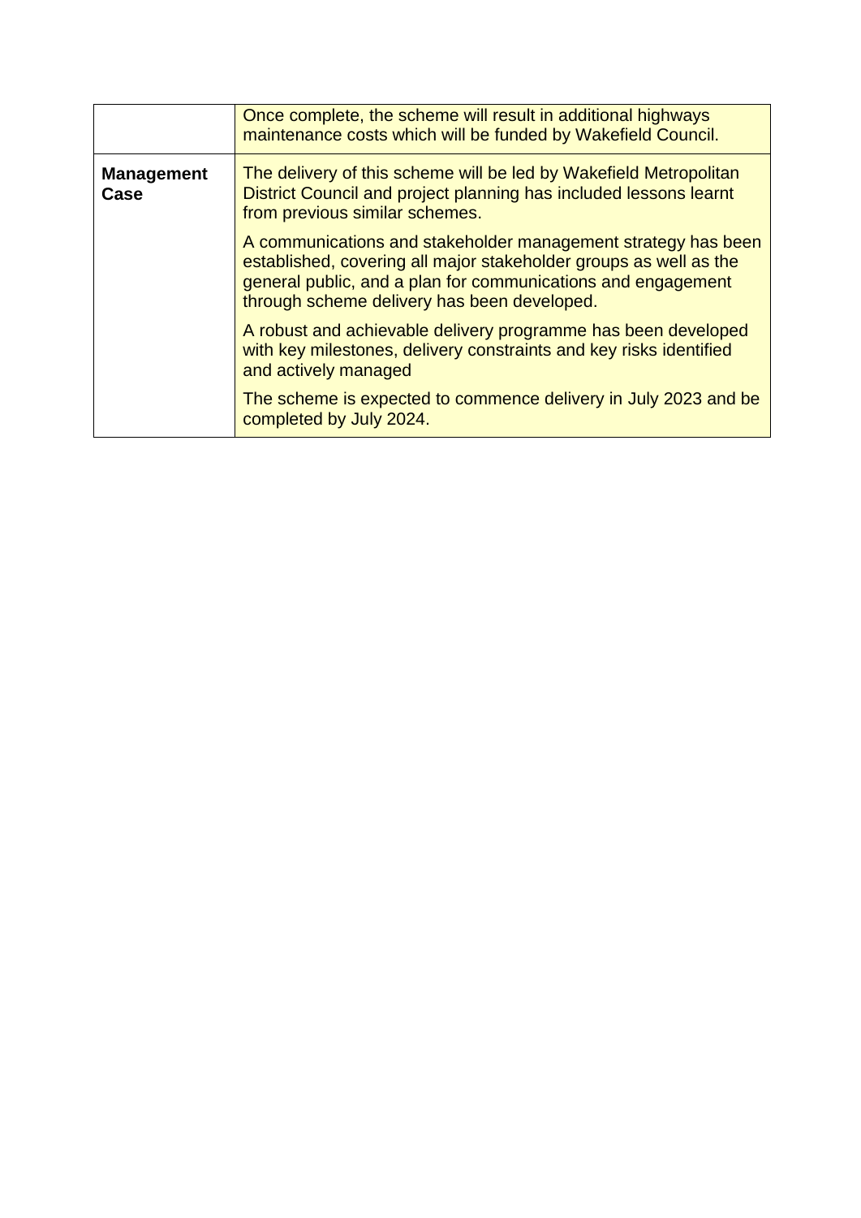|  |  |
| --- | --- |
|  | Once complete, the scheme will result in additional highways maintenance costs which will be funded by Wakefield Council. |
| **Management Case** | The delivery of this scheme will be led by Wakefield Metropolitan District Council and project planning has included lessons learnt from previous similar schemes.<br><br>A communications and stakeholder management strategy has been established, covering all major stakeholder groups as well as the general public, and a plan for communications and engagement through scheme delivery has been developed.<br><br>A robust and achievable delivery programme has been developed with key milestones, delivery constraints and key risks identified and actively managed<br><br>The scheme is expected to commence delivery in July 2023 and be completed by July 2024. |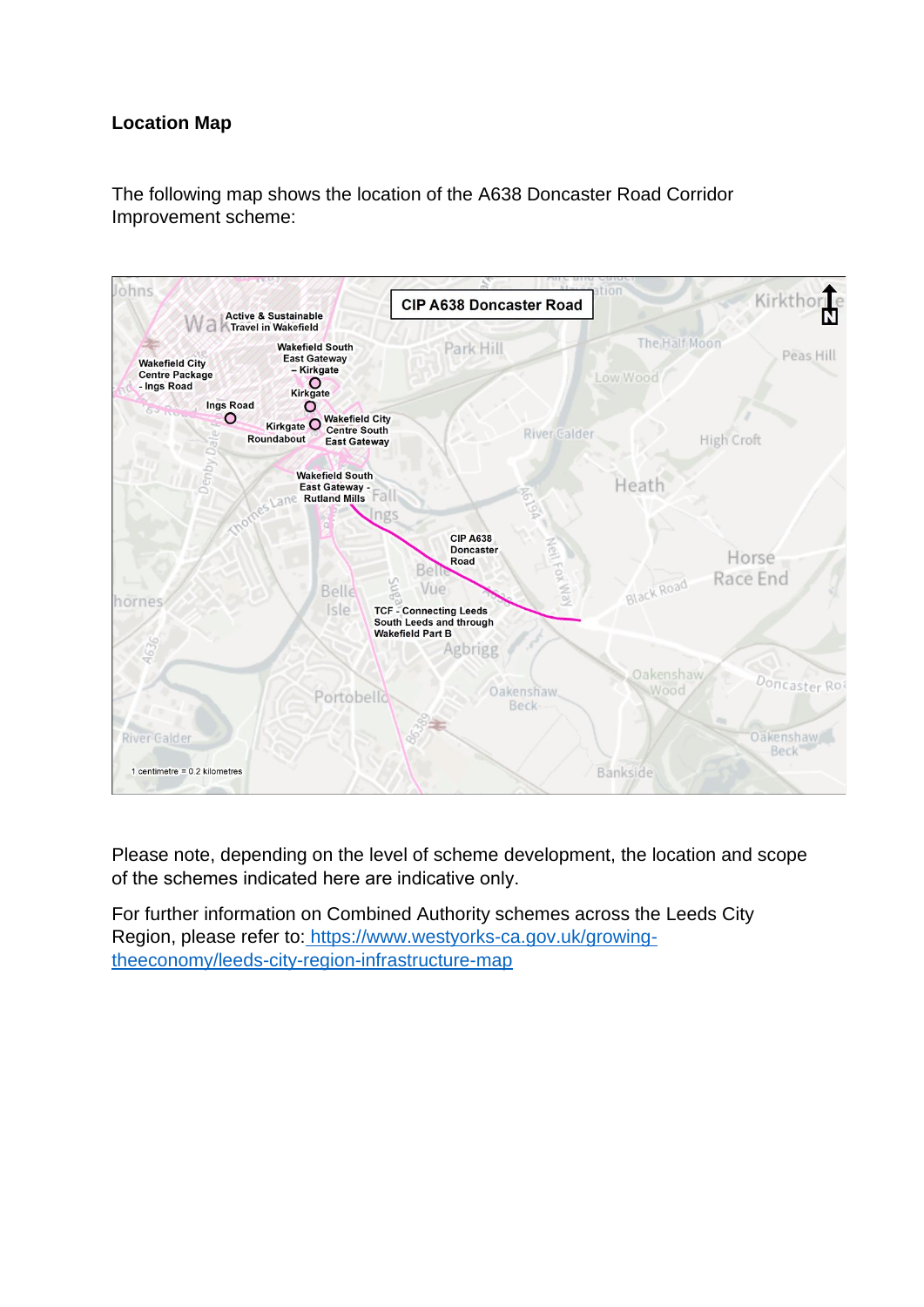**Location Map**

The following map shows the location of the A638 Doncaster Road Corridor Improvement scheme:

CIP A638 Doncaster Road

Active & Sustainable Travel in Wakefield

Wakefield South East Gateway – Kirkgate

Wakefield City Centre Package - Ings Road

Kirkgate

Ings Road

Kirkgate Roundabout

Wakefield City Centre South East Gateway

Wakefield South East Gateway - Rutland Mills

CIP A638 Doncaster Road

TCF - Connecting Leeds South Leeds and through Wakefield Part B

1 centimetre = 0.2 kilometres

Please note, depending on the level of scheme development, the location and scope of the schemes indicated here are indicative only.

For further information on Combined Authority schemes across the Leeds City Region, please refer to: [https://www.westyorks-ca.gov.uk/growing-theeconomy/leeds-city-region-infrastructure-map](https://www.westyorks-ca.gov.uk/growing-theeconomy/leeds-city-region-infrastructure-map)